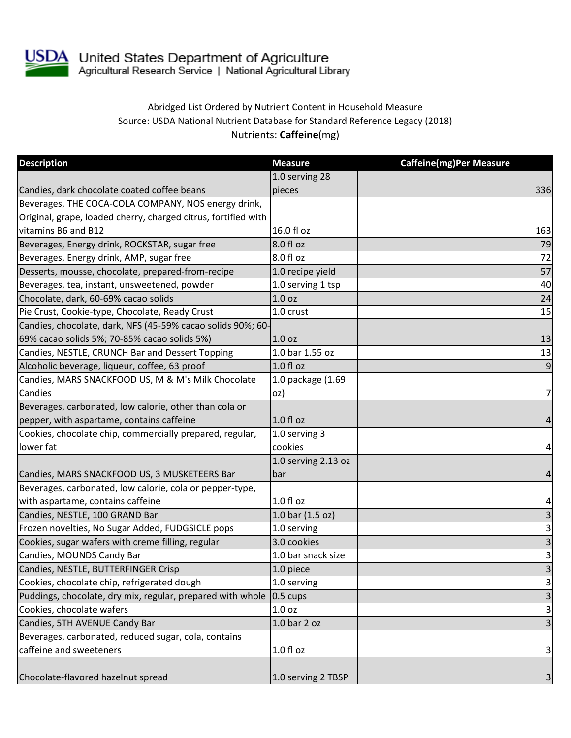United States Department of Agriculture
Agricultural Research Service | National Agricultural Library

Abridged List Ordered by Nutrient Content in Household Measure
Source: USDA National Nutrient Database for Standard Reference Legacy (2018)
Nutrients: **Caffeine**(mg)

| Description | Measure | Caffeine(mg)Per Measure |
|---|---|---|
| Candies, dark chocolate coated coffee beans | 1.0 serving 28 pieces | 336 |
| Beverages, THE COCA-COLA COMPANY, NOS energy drink, Original, grape, loaded cherry, charged citrus, fortified with vitamins B6 and B12 | 16.0 fl oz | 163 |
| Beverages, Energy drink, ROCKSTAR, sugar free | 8.0 fl oz | 79 |
| Beverages, Energy drink, AMP, sugar free | 8.0 fl oz | 72 |
| Desserts, mousse, chocolate, prepared-from-recipe | 1.0 recipe yield | 57 |
| Beverages, tea, instant, unsweetened, powder | 1.0 serving 1 tsp | 40 |
| Chocolate, dark, 60-69% cacao solids | 1.0 oz | 24 |
| Pie Crust, Cookie-type, Chocolate, Ready Crust | 1.0 crust | 15 |
| Candies, chocolate, dark, NFS (45-59% cacao solids 90%; 60-69% cacao solids 5%; 70-85% cacao solids 5%) | 1.0 oz | 13 |
| Candies, NESTLE, CRUNCH Bar and Dessert Topping | 1.0 bar 1.55 oz | 13 |
| Alcoholic beverage, liqueur, coffee, 63 proof | 1.0 fl oz | 9 |
| Candies, MARS SNACKFOOD US, M & M's Milk Chocolate Candies | 1.0 package (1.69 oz) | 7 |
| Beverages, carbonated, low calorie, other than cola or pepper, with aspartame, contains caffeine | 1.0 fl oz | 4 |
| Cookies, chocolate chip, commercially prepared, regular, lower fat | 1.0 serving 3 cookies | 4 |
| Candies, MARS SNACKFOOD US, 3 MUSKETEERS Bar | 1.0 serving 2.13 oz bar | 4 |
| Beverages, carbonated, low calorie, cola or pepper-type, with aspartame, contains caffeine | 1.0 fl oz | 4 |
| Candies, NESTLE, 100 GRAND Bar | 1.0 bar (1.5 oz) | 3 |
| Frozen novelties, No Sugar Added, FUDGSICLE pops | 1.0 serving | 3 |
| Cookies, sugar wafers with creme filling, regular | 3.0 cookies | 3 |
| Candies, MOUNDS Candy Bar | 1.0 bar snack size | 3 |
| Candies, NESTLE, BUTTERFINGER Crisp | 1.0 piece | 3 |
| Cookies, chocolate chip, refrigerated dough | 1.0 serving | 3 |
| Puddings, chocolate, dry mix, regular, prepared with whole | 0.5 cups | 3 |
| Cookies, chocolate wafers | 1.0 oz | 3 |
| Candies, 5TH AVENUE Candy Bar | 1.0 bar 2 oz | 3 |
| Beverages, carbonated, reduced sugar, cola, contains caffeine and sweeteners | 1.0 fl oz | 3 |
| Chocolate-flavored hazelnut spread | 1.0 serving 2 TBSP | 3 |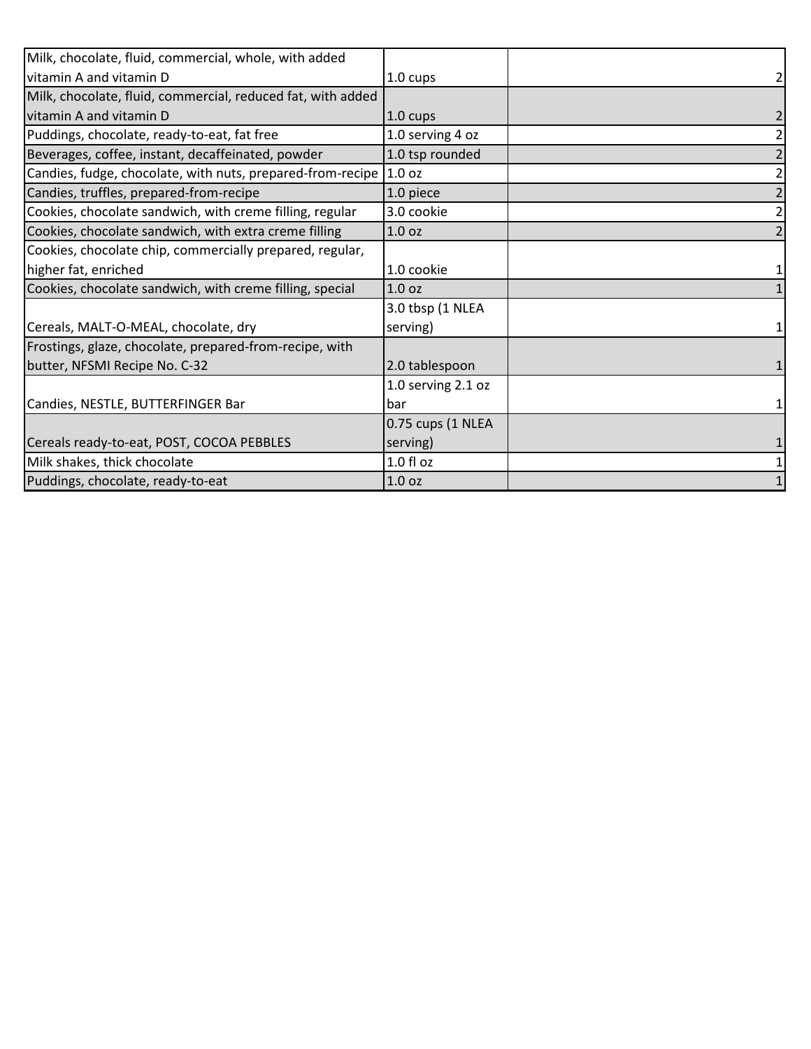| | | |
|---|---|---|
| Milk, chocolate, fluid, commercial, whole, with added vitamin A and vitamin D | 1.0 cups | 2 |
| Milk, chocolate, fluid, commercial, reduced fat, with added vitamin A and vitamin D | 1.0 cups | 2 |
| Puddings, chocolate, ready-to-eat, fat free | 1.0 serving 4 oz | 2 |
| Beverages, coffee, instant, decaffeinated, powder | 1.0 tsp rounded | 2 |
| Candies, fudge, chocolate, with nuts, prepared-from-recipe | 1.0 oz | 2 |
| Candies, truffles, prepared-from-recipe | 1.0 piece | 2 |
| Cookies, chocolate sandwich, with creme filling, regular | 3.0 cookie | 2 |
| Cookies, chocolate sandwich, with extra creme filling | 1.0 oz | 2 |
| Cookies, chocolate chip, commercially prepared, regular, higher fat, enriched | 1.0 cookie | 1 |
| Cookies, chocolate sandwich, with creme filling, special | 1.0 oz | 1 |
| Cereals, MALT-O-MEAL, chocolate, dry | 3.0 tbsp (1 NLEA serving) | 1 |
| Frostings, glaze, chocolate, prepared-from-recipe, with butter, NFSMI Recipe No. C-32 | 2.0 tablespoon | 1 |
| Candies, NESTLE, BUTTERFINGER Bar | 1.0 serving 2.1 oz bar | 1 |
| Cereals ready-to-eat, POST, COCOA PEBBLES | 0.75 cups (1 NLEA serving) | 1 |
| Milk shakes, thick chocolate | 1.0 fl oz | 1 |
| Puddings, chocolate, ready-to-eat | 1.0 oz | 1 |